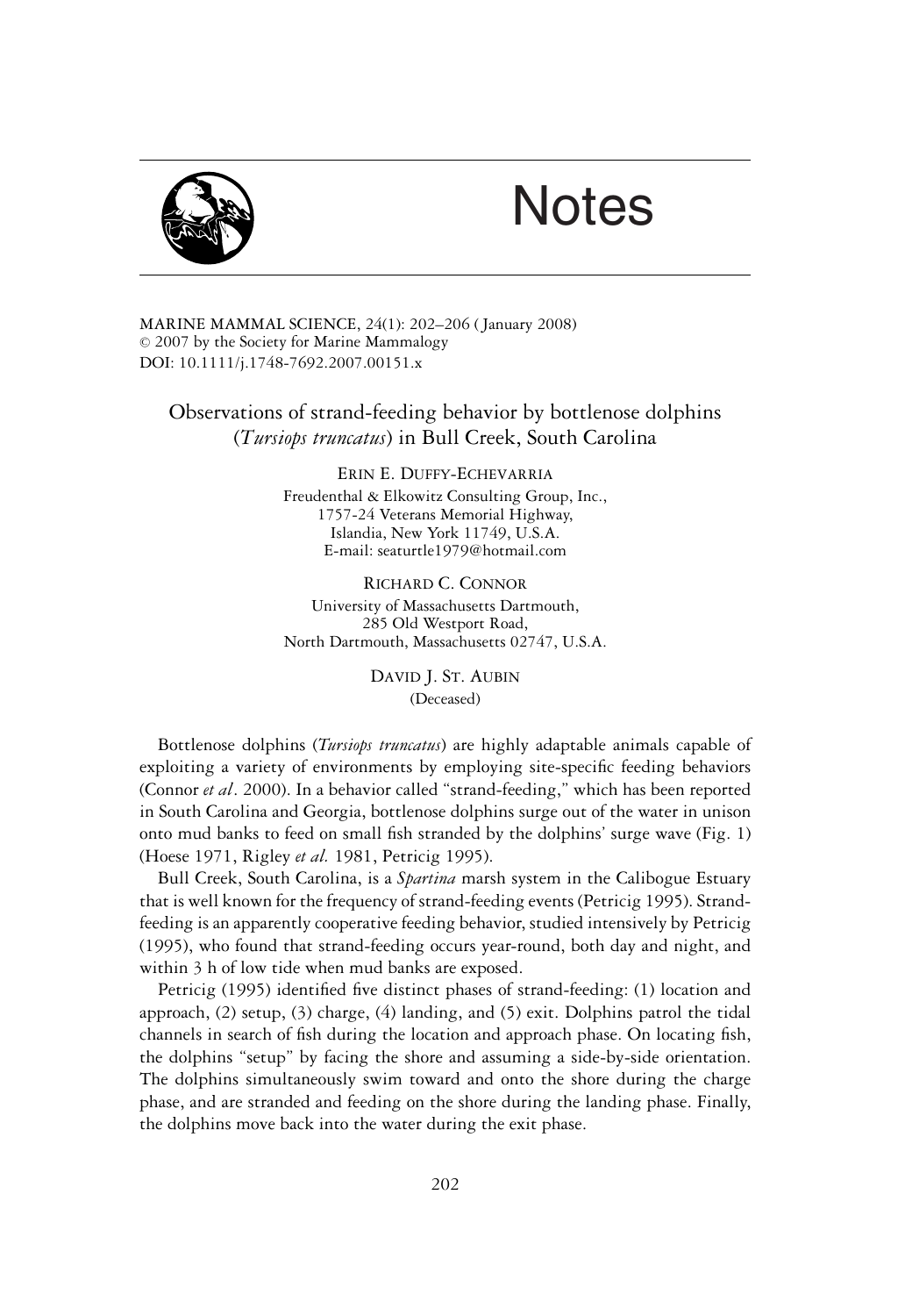# Notes

MARINE MAMMAL SCIENCE, 24(1): 202–206 (January 2008)
© 2007 by the Society for Marine Mammalogy
DOI: 10.1111/j.1748-7692.2007.00151.x

## Observations of strand-feeding behavior by bottlenose dolphins (*Tursiops truncatus*) in Bull Creek, South Carolina

ERIN E. DUFFY-ECHEVARRIA
Freudenthal & Elkowitz Consulting Group, Inc.,
1757-24 Veterans Memorial Highway,
Islandia, New York 11749, U.S.A.
E-mail: seaturtle1979@hotmail.com

RICHARD C. CONNOR
University of Massachusetts Dartmouth,
285 Old Westport Road,
North Dartmouth, Massachusetts 02747, U.S.A.

DAVID J. ST. AUBIN
(Deceased)

Bottlenose dolphins (*Tursiops truncatus*) are highly adaptable animals capable of exploiting a variety of environments by employing site-specific feeding behaviors (Connor *et al*. 2000). In a behavior called "strand-feeding," which has been reported in South Carolina and Georgia, bottlenose dolphins surge out of the water in unison onto mud banks to feed on small fish stranded by the dolphins' surge wave (Fig. 1) (Hoese 1971, Rigley *et al.* 1981, Petricig 1995).

Bull Creek, South Carolina, is a *Spartina* marsh system in the Calibogue Estuary that is well known for the frequency of strand-feeding events (Petricig 1995). Strand-feeding is an apparently cooperative feeding behavior, studied intensively by Petricig (1995), who found that strand-feeding occurs year-round, both day and night, and within 3 h of low tide when mud banks are exposed.

Petricig (1995) identified five distinct phases of strand-feeding: (1) location and approach, (2) setup, (3) charge, (4) landing, and (5) exit. Dolphins patrol the tidal channels in search of fish during the location and approach phase. On locating fish, the dolphins "setup" by facing the shore and assuming a side-by-side orientation. The dolphins simultaneously swim toward and onto the shore during the charge phase, and are stranded and feeding on the shore during the landing phase. Finally, the dolphins move back into the water during the exit phase.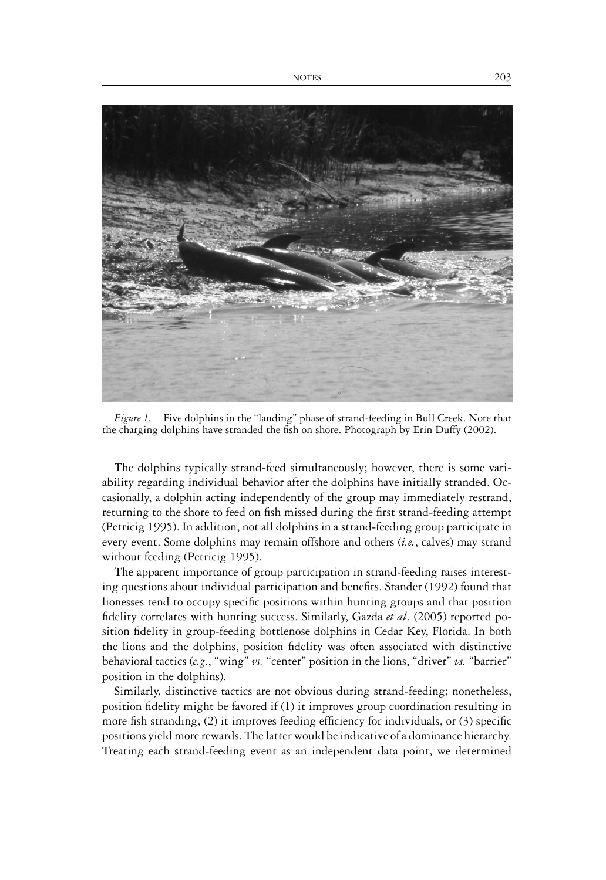*Figure 1.* Five dolphins in the "landing" phase of strand-feeding in Bull Creek. Note that the charging dolphins have stranded the fish on shore. Photograph by Erin Duffy (2002).

The dolphins typically strand-feed simultaneously; however, there is some variability regarding individual behavior after the dolphins have initially stranded. Occasionally, a dolphin acting independently of the group may immediately restrand, returning to the shore to feed on fish missed during the first strand-feeding attempt (Petricig 1995). In addition, not all dolphins in a strand-feeding group participate in every event. Some dolphins may remain offshore and others (*i.e.*, calves) may strand without feeding (Petricig 1995).

The apparent importance of group participation in strand-feeding raises interesting questions about individual participation and benefits. Stander (1992) found that lionesses tend to occupy specific positions within hunting groups and that position fidelity correlates with hunting success. Similarly, Gazda *et al*. (2005) reported position fidelity in group-feeding bottlenose dolphins in Cedar Key, Florida. In both the lions and the dolphins, position fidelity was often associated with distinctive behavioral tactics (*e.g.*, "wing" *vs.* "center" position in the lions, "driver" *vs.* "barrier" position in the dolphins).

Similarly, distinctive tactics are not obvious during strand-feeding; nonetheless, position fidelity might be favored if (1) it improves group coordination resulting in more fish stranding, (2) it improves feeding efficiency for individuals, or (3) specific positions yield more rewards. The latter would be indicative of a dominance hierarchy. Treating each strand-feeding event as an independent data point, we determined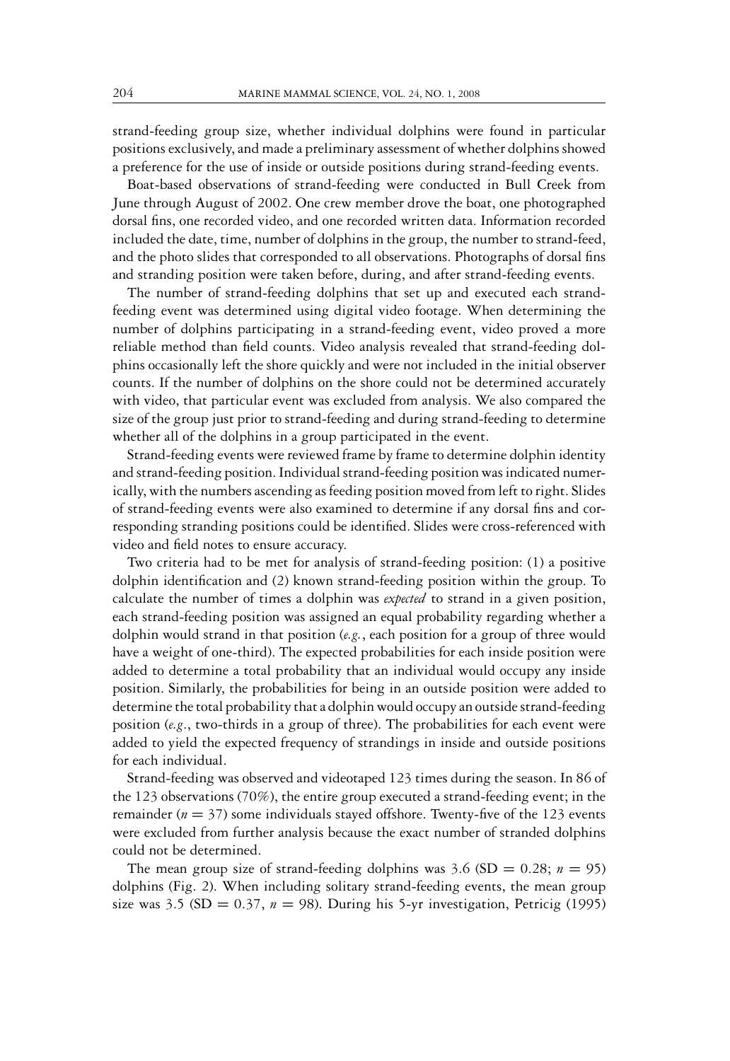strand-feeding group size, whether individual dolphins were found in particular positions exclusively, and made a preliminary assessment of whether dolphins showed a preference for the use of inside or outside positions during strand-feeding events.

Boat-based observations of strand-feeding were conducted in Bull Creek from June through August of 2002. One crew member drove the boat, one photographed dorsal fins, one recorded video, and one recorded written data. Information recorded included the date, time, number of dolphins in the group, the number to strand-feed, and the photo slides that corresponded to all observations. Photographs of dorsal fins and stranding position were taken before, during, and after strand-feeding events.

The number of strand-feeding dolphins that set up and executed each strand-feeding event was determined using digital video footage. When determining the number of dolphins participating in a strand-feeding event, video proved a more reliable method than field counts. Video analysis revealed that strand-feeding dolphins occasionally left the shore quickly and were not included in the initial observer counts. If the number of dolphins on the shore could not be determined accurately with video, that particular event was excluded from analysis. We also compared the size of the group just prior to strand-feeding and during strand-feeding to determine whether all of the dolphins in a group participated in the event.

Strand-feeding events were reviewed frame by frame to determine dolphin identity and strand-feeding position. Individual strand-feeding position was indicated numerically, with the numbers ascending as feeding position moved from left to right. Slides of strand-feeding events were also examined to determine if any dorsal fins and corresponding stranding positions could be identified. Slides were cross-referenced with video and field notes to ensure accuracy.

Two criteria had to be met for analysis of strand-feeding position: (1) a positive dolphin identification and (2) known strand-feeding position within the group. To calculate the number of times a dolphin was *expected* to strand in a given position, each strand-feeding position was assigned an equal probability regarding whether a dolphin would strand in that position (*e.g.*, each position for a group of three would have a weight of one-third). The expected probabilities for each inside position were added to determine a total probability that an individual would occupy any inside position. Similarly, the probabilities for being in an outside position were added to determine the total probability that a dolphin would occupy an outside strand-feeding position (*e.g.*, two-thirds in a group of three). The probabilities for each event were added to yield the expected frequency of strandings in inside and outside positions for each individual.

Strand-feeding was observed and videotaped 123 times during the season. In 86 of the 123 observations (70%), the entire group executed a strand-feeding event; in the remainder ($n = 37$) some individuals stayed offshore. Twenty-five of the 123 events were excluded from further analysis because the exact number of stranded dolphins could not be determined.

The mean group size of strand-feeding dolphins was 3.6 (SD = 0.28; $n = 95$) dolphins (Fig. 2). When including solitary strand-feeding events, the mean group size was 3.5 (SD = 0.37, $n = 98$). During his 5-yr investigation, Petricig (1995)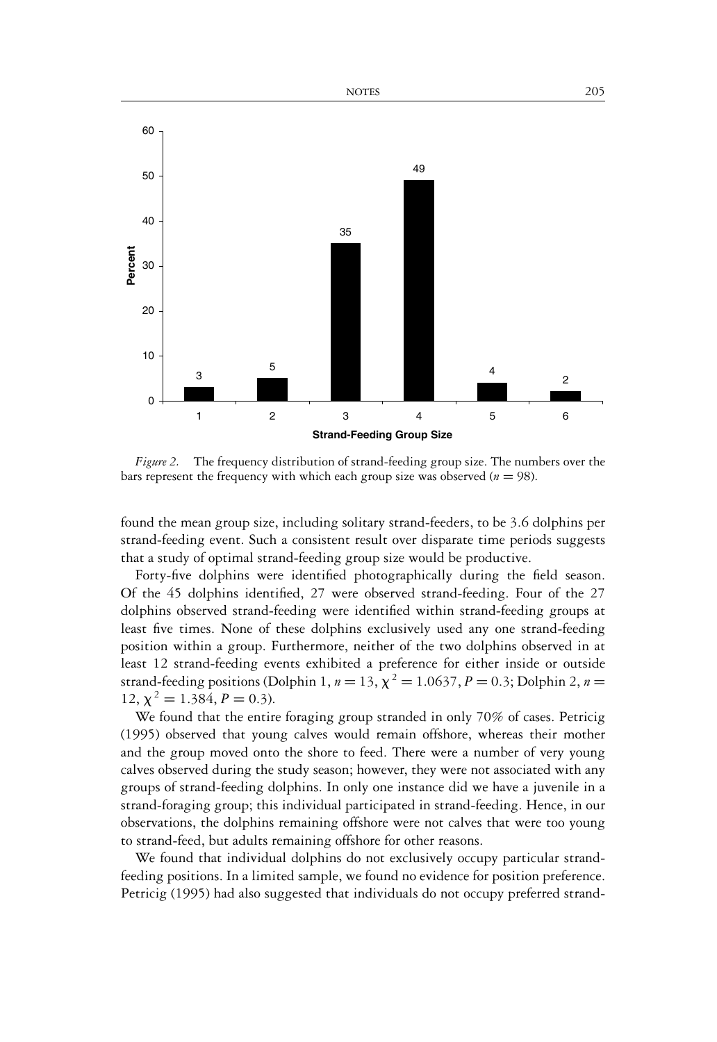*Figure 2.* The frequency distribution of strand-feeding group size. The numbers over the bars represent the frequency with which each group size was observed ($n = 98$).

found the mean group size, including solitary strand-feeders, to be 3.6 dolphins per strand-feeding event. Such a consistent result over disparate time periods suggests that a study of optimal strand-feeding group size would be productive.

Forty-five dolphins were identified photographically during the field season. Of the 45 dolphins identified, 27 were observed strand-feeding. Four of the 27 dolphins observed strand-feeding were identified within strand-feeding groups at least five times. None of these dolphins exclusively used any one strand-feeding position within a group. Furthermore, neither of the two dolphins observed in at least 12 strand-feeding events exhibited a preference for either inside or outside strand-feeding positions (Dolphin 1, $n = 13$, $\chi^2 = 1.0637$, $P = 0.3$; Dolphin 2, $n = 12$, $\chi^2 = 1.384$, $P = 0.3$).

We found that the entire foraging group stranded in only 70% of cases. Petricig (1995) observed that young calves would remain offshore, whereas their mother and the group moved onto the shore to feed. There were a number of very young calves observed during the study season; however, they were not associated with any groups of strand-feeding dolphins. In only one instance did we have a juvenile in a strand-foraging group; this individual participated in strand-feeding. Hence, in our observations, the dolphins remaining offshore were not calves that were too young to strand-feed, but adults remaining offshore for other reasons.

We found that individual dolphins do not exclusively occupy particular strand-feeding positions. In a limited sample, we found no evidence for position preference. Petricig (1995) had also suggested that individuals do not occupy preferred strand-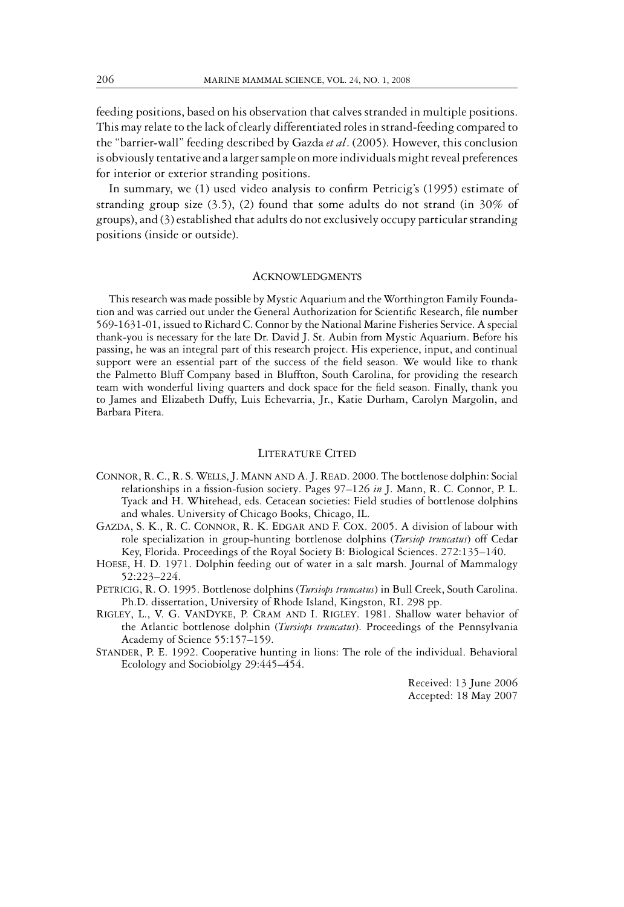feeding positions, based on his observation that calves stranded in multiple positions. This may relate to the lack of clearly differentiated roles in strand-feeding compared to the "barrier-wall" feeding described by Gazda *et al*. (2005). However, this conclusion is obviously tentative and a larger sample on more individuals might reveal preferences for interior or exterior stranding positions.

In summary, we (1) used video analysis to confirm Petricig's (1995) estimate of stranding group size (3.5), (2) found that some adults do not strand (in 30% of groups), and (3) established that adults do not exclusively occupy particular stranding positions (inside or outside).

## Acknowledgments

This research was made possible by Mystic Aquarium and the Worthington Family Foundation and was carried out under the General Authorization for Scientific Research, file number 569-1631-01, issued to Richard C. Connor by the National Marine Fisheries Service. A special thank-you is necessary for the late Dr. David J. St. Aubin from Mystic Aquarium. Before his passing, he was an integral part of this research project. His experience, input, and continual support were an essential part of the success of the field season. We would like to thank the Palmetto Bluff Company based in Bluffton, South Carolina, for providing the research team with wonderful living quarters and dock space for the field season. Finally, thank you to James and Elizabeth Duffy, Luis Echevarria, Jr., Katie Durham, Carolyn Margolin, and Barbara Pitera.

## Literature Cited

Connor, R. C., R. S. Wells, J. Mann and A. J. Read. 2000. The bottlenose dolphin: Social relationships in a fission-fusion society. Pages 97–126 *in* J. Mann, R. C. Connor, P. L. Tyack and H. Whitehead, eds. Cetacean societies: Field studies of bottlenose dolphins and whales. University of Chicago Books, Chicago, IL.

Gazda, S. K., R. C. Connor, R. K. Edgar and F. Cox. 2005. A division of labour with role specialization in group-hunting bottlenose dolphins (*Tursiop truncatus*) off Cedar Key, Florida. Proceedings of the Royal Society B: Biological Sciences. 272:135–140.

Hoese, H. D. 1971. Dolphin feeding out of water in a salt marsh. Journal of Mammalogy 52:223–224.

Petricig, R. O. 1995. Bottlenose dolphins (*Tursiops truncatus*) in Bull Creek, South Carolina. Ph.D. dissertation, University of Rhode Island, Kingston, RI. 298 pp.

Rigley, L., V. G. VanDyke, P. Cram and I. Rigley. 1981. Shallow water behavior of the Atlantic bottlenose dolphin (*Tursiops truncatus*). Proceedings of the Pennsylvania Academy of Science 55:157–159.

Stander, P. E. 1992. Cooperative hunting in lions: The role of the individual. Behavioral Ecolology and Sociobiolgy 29:445–454.

Received: 13 June 2006
Accepted: 18 May 2007